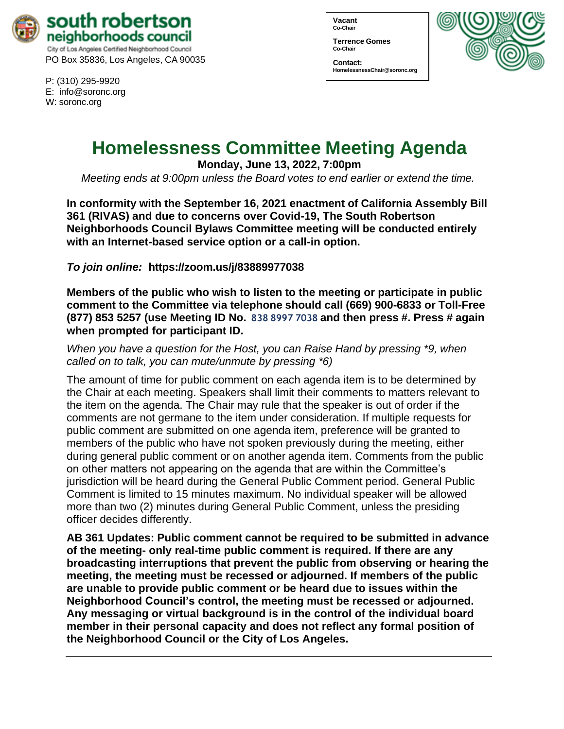**south robertson neighborhoods council**
City of Los Angeles Certified Neighborhood Council
PO Box 35836, Los Angeles, CA 90035

P: (310) 295-9920
E: info@soronc.org
W: soronc.org

**Vacant**
**Co-Chair**

**Terrence Gomes**
**Co-Chair**

**Contact:**
**HomelessnessChair@soronc.org**

# Homelessness Committee Meeting Agenda

**Monday, June 13, 2022, 7:00pm**

*Meeting ends at 9:00pm unless the Board votes to end earlier or extend the time.*

**In conformity with the September 16, 2021 enactment of California Assembly Bill 361 (RIVAS) and due to concerns over Covid-19, The South Robertson Neighborhoods Council Bylaws Committee meeting will be conducted entirely with an Internet-based service option or a call-in option.**

***To join online:*** **https://zoom.us/j/83889977038**

**Members of the public who wish to listen to the meeting or participate in public comment to the Committee via telephone should call (669) 900-6833 or Toll-Free (877) 853 5257 (use Meeting ID No. 838 8997 7038 and then press #. Press # again when prompted for participant ID.**

*When you have a question for the Host, you can Raise Hand by pressing *9, when called on to talk, you can mute/unmute by pressing *6)*

The amount of time for public comment on each agenda item is to be determined by the Chair at each meeting. Speakers shall limit their comments to matters relevant to the item on the agenda. The Chair may rule that the speaker is out of order if the comments are not germane to the item under consideration. If multiple requests for public comment are submitted on one agenda item, preference will be granted to members of the public who have not spoken previously during the meeting, either during general public comment or on another agenda item. Comments from the public on other matters not appearing on the agenda that are within the Committee's jurisdiction will be heard during the General Public Comment period. General Public Comment is limited to 15 minutes maximum. No individual speaker will be allowed more than two (2) minutes during General Public Comment, unless the presiding officer decides differently.

**AB 361 Updates: Public comment cannot be required to be submitted in advance of the meeting- only real-time public comment is required. If there are any broadcasting interruptions that prevent the public from observing or hearing the meeting, the meeting must be recessed or adjourned. If members of the public are unable to provide public comment or be heard due to issues within the Neighborhood Council's control, the meeting must be recessed or adjourned. Any messaging or virtual background is in the control of the individual board member in their personal capacity and does not reflect any formal position of the Neighborhood Council or the City of Los Angeles.**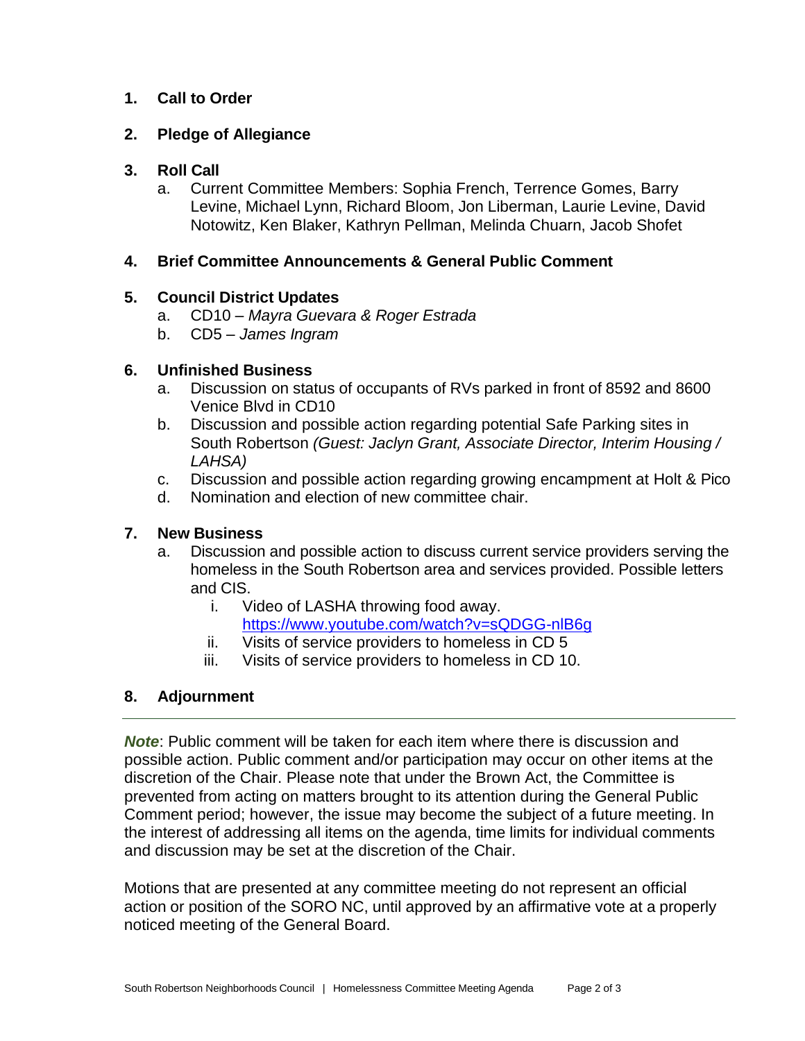1. **Call to Order**

2. **Pledge of Allegiance**

3. **Roll Call**
   a. Current Committee Members: Sophia French, Terrence Gomes, Barry Levine, Michael Lynn, Richard Bloom, Jon Liberman, Laurie Levine, David Notowitz, Ken Blaker, Kathryn Pellman, Melinda Chuarn, Jacob Shofet

4. **Brief Committee Announcements & General Public Comment**

5. **Council District Updates**
   a. CD10 – *Mayra Guevara & Roger Estrada*
   b. CD5 – *James Ingram*

6. **Unfinished Business**
   a. Discussion on status of occupants of RVs parked in front of 8592 and 8600 Venice Blvd in CD10
   b. Discussion and possible action regarding potential Safe Parking sites in South Robertson *(Guest: Jaclyn Grant, Associate Director, Interim Housing / LAHSA)*
   c. Discussion and possible action regarding growing encampment at Holt & Pico
   d. Nomination and election of new committee chair.

7. **New Business**
   a. Discussion and possible action to discuss current service providers serving the homeless in the South Robertson area and services provided. Possible letters and CIS.
      i. Video of LASHA throwing food away. https://www.youtube.com/watch?v=sQDGG-nlB6g
      ii. Visits of service providers to homeless in CD 5
      iii. Visits of service providers to homeless in CD 10.

8. **Adjournment**

---

***Note***: Public comment will be taken for each item where there is discussion and possible action. Public comment and/or participation may occur on other items at the discretion of the Chair. Please note that under the Brown Act, the Committee is prevented from acting on matters brought to its attention during the General Public Comment period; however, the issue may become the subject of a future meeting. In the interest of addressing all items on the agenda, time limits for individual comments and discussion may be set at the discretion of the Chair.

Motions that are presented at any committee meeting do not represent an official action or position of the SORO NC, until approved by an affirmative vote at a properly noticed meeting of the General Board.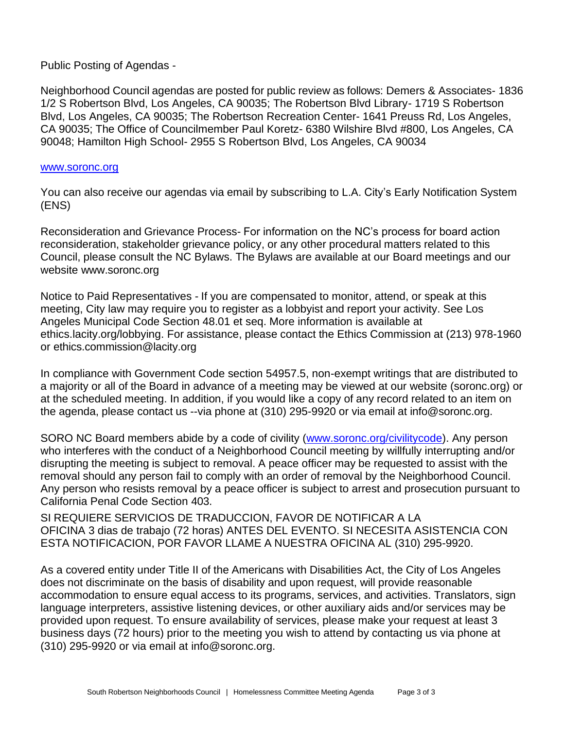Public Posting of Agendas -

Neighborhood Council agendas are posted for public review as follows: Demers & Associates- 1836 1/2 S Robertson Blvd, Los Angeles, CA 90035; The Robertson Blvd Library- 1719 S Robertson Blvd, Los Angeles, CA 90035; The Robertson Recreation Center- 1641 Preuss Rd, Los Angeles, CA 90035; The Office of Councilmember Paul Koretz- 6380 Wilshire Blvd #800, Los Angeles, CA 90048; Hamilton High School- 2955 S Robertson Blvd, Los Angeles, CA 90034

www.soronc.org

You can also receive our agendas via email by subscribing to L.A. City's Early Notification System (ENS)

Reconsideration and Grievance Process- For information on the NC's process for board action reconsideration, stakeholder grievance policy, or any other procedural matters related to this Council, please consult the NC Bylaws. The Bylaws are available at our Board meetings and our website www.soronc.org

Notice to Paid Representatives - If you are compensated to monitor, attend, or speak at this meeting, City law may require you to register as a lobbyist and report your activity. See Los Angeles Municipal Code Section 48.01 et seq. More information is available at ethics.lacity.org/lobbying. For assistance, please contact the Ethics Commission at (213) 978-1960 or ethics.commission@lacity.org

In compliance with Government Code section 54957.5, non-exempt writings that are distributed to a majority or all of the Board in advance of a meeting may be viewed at our website (soronc.org) or at the scheduled meeting. In addition, if you would like a copy of any record related to an item on the agenda, please contact us --via phone at (310) 295-9920 or via email at info@soronc.org.

SORO NC Board members abide by a code of civility (www.soronc.org/civilitycode). Any person who interferes with the conduct of a Neighborhood Council meeting by willfully interrupting and/or disrupting the meeting is subject to removal. A peace officer may be requested to assist with the removal should any person fail to comply with an order of removal by the Neighborhood Council. Any person who resists removal by a peace officer is subject to arrest and prosecution pursuant to California Penal Code Section 403.

SI REQUIERE SERVICIOS DE TRADUCCION, FAVOR DE NOTIFICAR A LA OFICINA 3 dias de trabajo (72 horas) ANTES DEL EVENTO. SI NECESITA ASISTENCIA CON ESTA NOTIFICACION, POR FAVOR LLAME A NUESTRA OFICINA AL (310) 295-9920.

As a covered entity under Title II of the Americans with Disabilities Act, the City of Los Angeles does not discriminate on the basis of disability and upon request, will provide reasonable accommodation to ensure equal access to its programs, services, and activities. Translators, sign language interpreters, assistive listening devices, or other auxiliary aids and/or services may be provided upon request. To ensure availability of services, please make your request at least 3 business days (72 hours) prior to the meeting you wish to attend by contacting us via phone at (310) 295-9920 or via email at info@soronc.org.